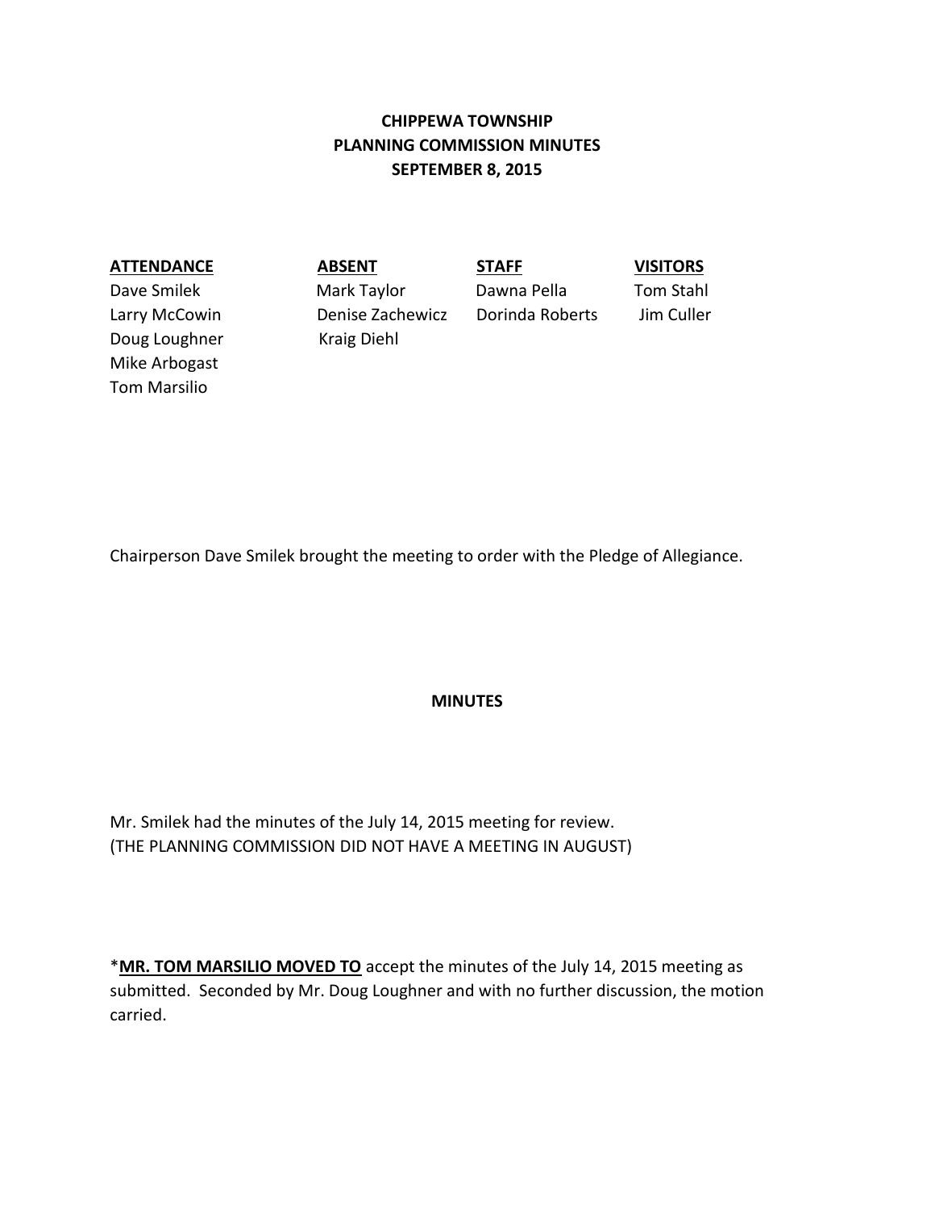# CHIPPEWA TOWNSHIP
# PLANNING COMMISSION MINUTES
# SEPTEMBER 8, 2015

| ATTENDANCE | ABSENT | STAFF | VISITORS |
|---|---|---|---|
| Dave Smilek | Mark Taylor | Dawna Pella | Tom Stahl |
| Larry McCowin | Denise Zachewicz | Dorinda Roberts | Jim Culler |
| Doug Loughner | Kraig Diehl | | |
| Mike Arbogast | | | |
| Tom Marsilio | | | |

Chairperson Dave Smilek brought the meeting to order with the Pledge of Allegiance.

## MINUTES

Mr. Smilek had the minutes of the July 14, 2015 meeting for review.
(THE PLANNING COMMISSION DID NOT HAVE A MEETING IN AUGUST)

***MR. TOM MARSILIO MOVED TO** accept the minutes of the July 14, 2015 meeting as submitted. Seconded by Mr. Doug Loughner and with no further discussion, the motion carried.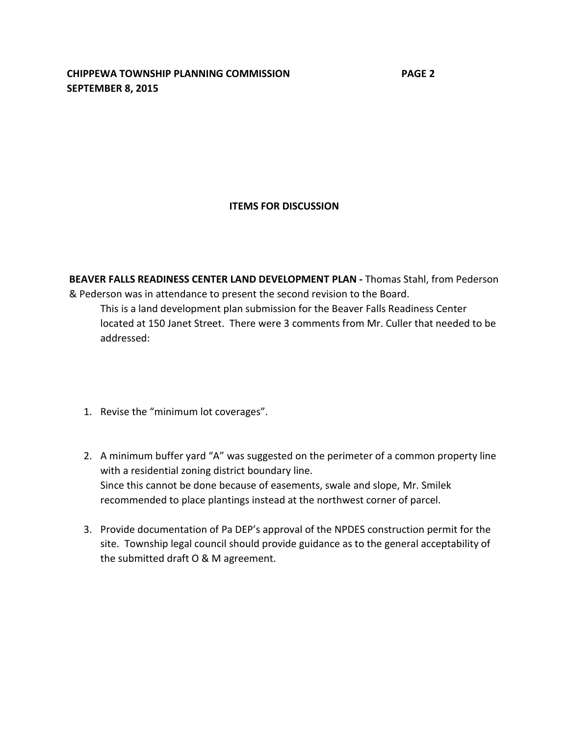## ITEMS FOR DISCUSSION

**BEAVER FALLS READINESS CENTER LAND DEVELOPMENT PLAN -** Thomas Stahl, from Pederson & Pederson was in attendance to present the second revision to the Board.

This is a land development plan submission for the Beaver Falls Readiness Center located at 150 Janet Street. There were 3 comments from Mr. Culler that needed to be addressed:

1. Revise the "minimum lot coverages".
2. A minimum buffer yard "A" was suggested on the perimeter of a common property line with a residential zoning district boundary line.
   Since this cannot be done because of easements, swale and slope, Mr. Smilek recommended to place plantings instead at the northwest corner of parcel.
3. Provide documentation of Pa DEP's approval of the NPDES construction permit for the site. Township legal council should provide guidance as to the general acceptability of the submitted draft O & M agreement.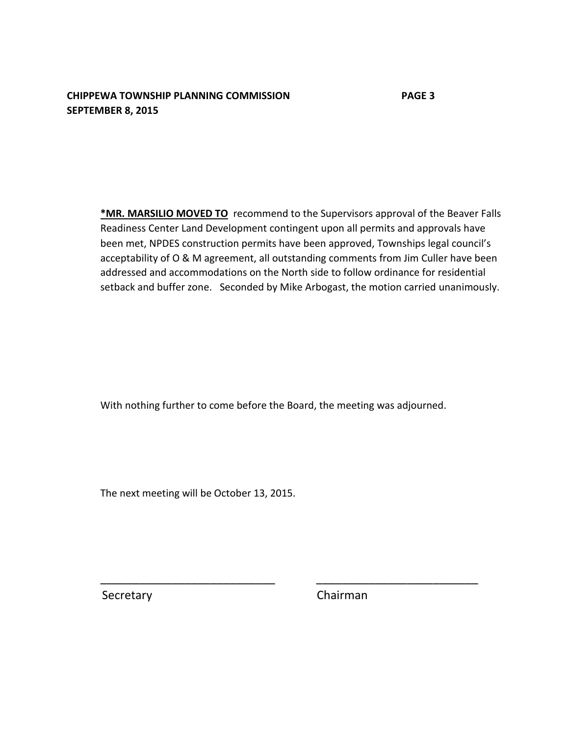***MR. MARSILIO MOVED TO** recommend to the Supervisors approval of the Beaver Falls Readiness Center Land Development contingent upon all permits and approvals have been met, NPDES construction permits have been approved, Townships legal council's acceptability of O & M agreement, all outstanding comments from Jim Culler have been addressed and accommodations on the North side to follow ordinance for residential setback and buffer zone. Seconded by Mike Arbogast, the motion carried unanimously.

With nothing further to come before the Board, the meeting was adjourned.

The next meeting will be October 13, 2015.

\_\_\_\_\_\_\_\_\_\_\_\_\_\_\_\_\_\_\_\_\_\_\_\_\_\_\_\_\_\_ \_\_\_\_\_\_\_\_\_\_\_\_\_\_\_\_\_\_\_\_\_\_\_\_\_\_\_\_\_\_

Secretary Chairman